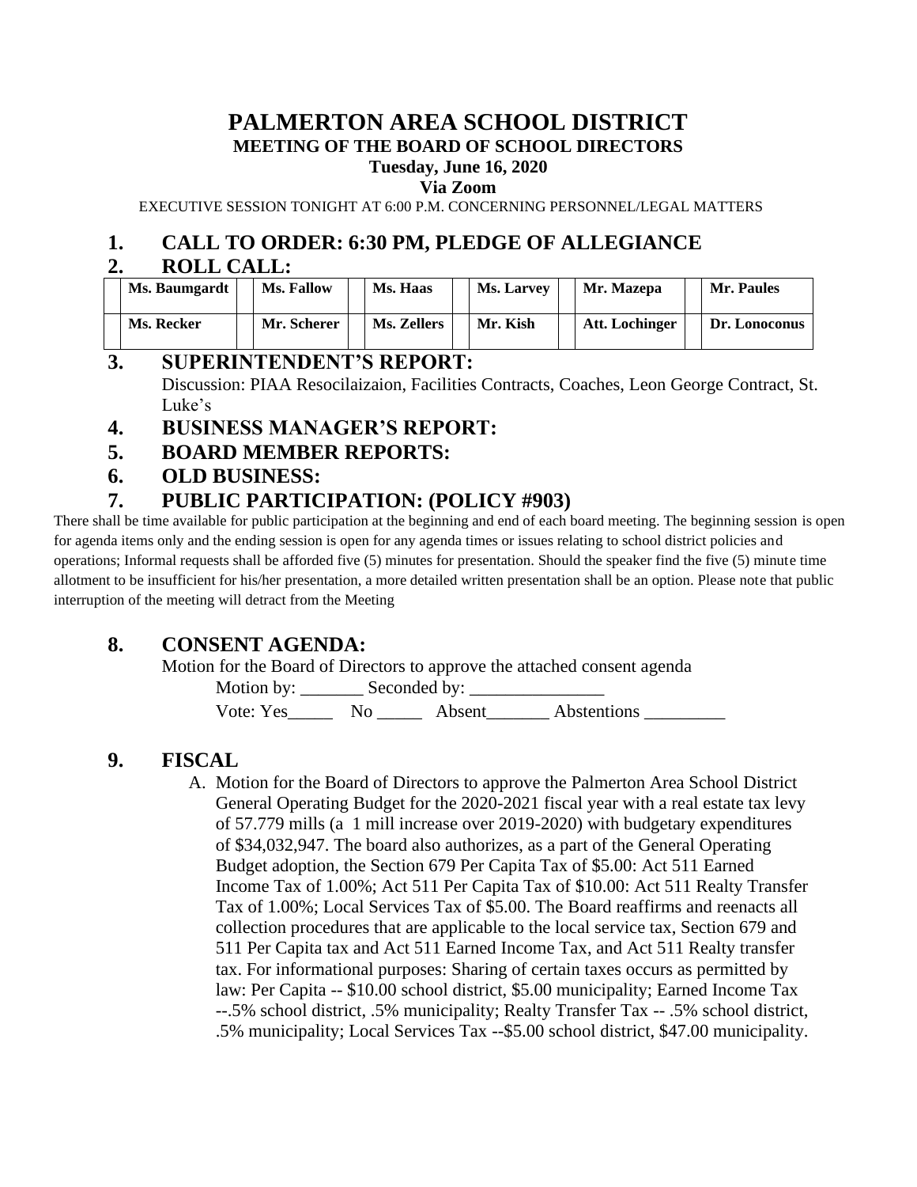# PALMERTON AREA SCHOOL DISTRICT

## MEETING OF THE BOARD OF SCHOOL DIRECTORS

**Tuesday, June 16, 2020**

**Via Zoom**

EXECUTIVE SESSION TONIGHT AT 6:00 P.M. CONCERNING PERSONNEL/LEGAL MATTERS

## 1. CALL TO ORDER: 6:30 PM, PLEDGE OF ALLEGIANCE

## 2. ROLL CALL:

| | Ms. Baumgardt | | Ms. Fallow | | Ms. Haas | | Ms. Larvey | | Mr. Mazepa | | Mr. Paules |
|---|---|---|---|---|---|---|---|---|---|---|---|
| | Ms. Recker | | Mr. Scherer | | Ms. Zellers | | Mr. Kish | | Att. Lochinger | | Dr. Lonoconus |

## 3. SUPERINTENDENT'S REPORT:

Discussion: PIAA Resocilaizaion, Facilities Contracts, Coaches, Leon George Contract, St. Luke's

## 4. BUSINESS MANAGER'S REPORT:

## 5. BOARD MEMBER REPORTS:

## 6. OLD BUSINESS:

## 7. PUBLIC PARTICIPATION: (POLICY #903)

There shall be time available for public participation at the beginning and end of each board meeting. The beginning session is open for agenda items only and the ending session is open for any agenda times or issues relating to school district policies and operations; Informal requests shall be afforded five (5) minutes for presentation. Should the speaker find the five (5) minute time allotment to be insufficient for his/her presentation, a more detailed written presentation shall be an option. Please note that public interruption of the meeting will detract from the Meeting

## 8. CONSENT AGENDA:

Motion for the Board of Directors to approve the attached consent agenda

Motion by: _______ Seconded by: _______________

Vote: Yes_____ No _____ Absent_______ Abstentions _________

## 9. FISCAL

A. Motion for the Board of Directors to approve the Palmerton Area School District General Operating Budget for the 2020-2021 fiscal year with a real estate tax levy of 57.779 mills (a 1 mill increase over 2019-2020) with budgetary expenditures of $34,032,947. The board also authorizes, as a part of the General Operating Budget adoption, the Section 679 Per Capita Tax of $5.00: Act 511 Earned Income Tax of 1.00%; Act 511 Per Capita Tax of $10.00: Act 511 Realty Transfer Tax of 1.00%; Local Services Tax of $5.00. The Board reaffirms and reenacts all collection procedures that are applicable to the local service tax, Section 679 and 511 Per Capita tax and Act 511 Earned Income Tax, and Act 511 Realty transfer tax. For informational purposes: Sharing of certain taxes occurs as permitted by law: Per Capita -- $10.00 school district, $5.00 municipality; Earned Income Tax --.5% school district, .5% municipality; Realty Transfer Tax -- .5% school district, .5% municipality; Local Services Tax --$5.00 school district, $47.00 municipality.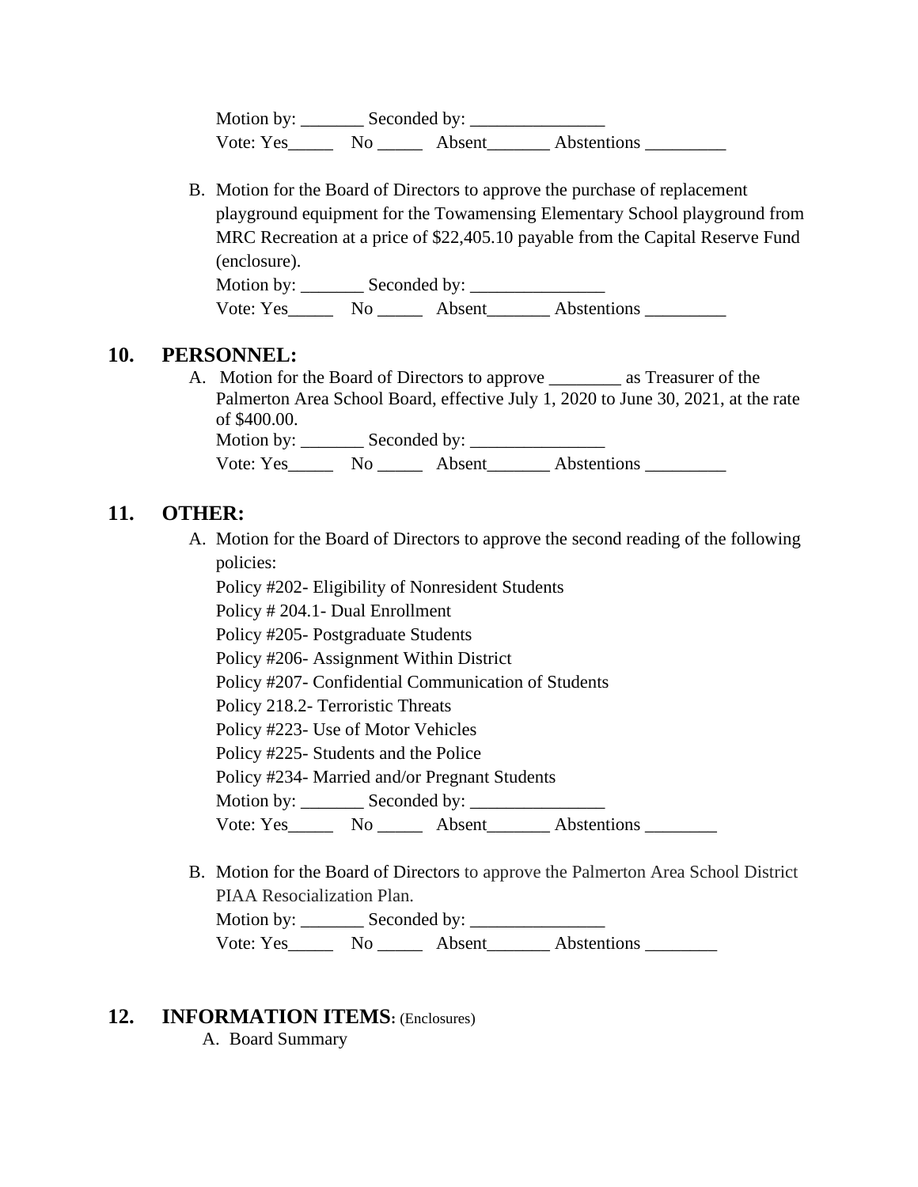Motion by: _______ Seconded by: _______________
Vote: Yes_____ No _____ Absent_______ Abstentions _________

B. Motion for the Board of Directors to approve the purchase of replacement playground equipment for the Towamensing Elementary School playground from MRC Recreation at a price of $22,405.10 payable from the Capital Reserve Fund (enclosure).
Motion by: _______ Seconded by: _______________
Vote: Yes_____ No _____ Absent_______ Abstentions _________

## 10. PERSONNEL:

A. Motion for the Board of Directors to approve ________ as Treasurer of the Palmerton Area School Board, effective July 1, 2020 to June 30, 2021, at the rate of $400.00.
Motion by: _______ Seconded by: _______________
Vote: Yes_____ No _____ Absent_______ Abstentions _________

## 11. OTHER:

A. Motion for the Board of Directors to approve the second reading of the following policies:
Policy #202- Eligibility of Nonresident Students
Policy # 204.1- Dual Enrollment
Policy #205- Postgraduate Students
Policy #206- Assignment Within District
Policy #207- Confidential Communication of Students
Policy 218.2- Terroristic Threats
Policy #223- Use of Motor Vehicles
Policy #225- Students and the Police
Policy #234- Married and/or Pregnant Students
Motion by: _______ Seconded by: _______________
Vote: Yes_____ No _____ Absent_______ Abstentions ________

B. Motion for the Board of Directors to approve the Palmerton Area School District PIAA Resocialization Plan.
Motion by: _______ Seconded by: _______________
Vote: Yes_____ No _____ Absent_______ Abstentions ________

## 12. INFORMATION ITEMS: (Enclosures)

A. Board Summary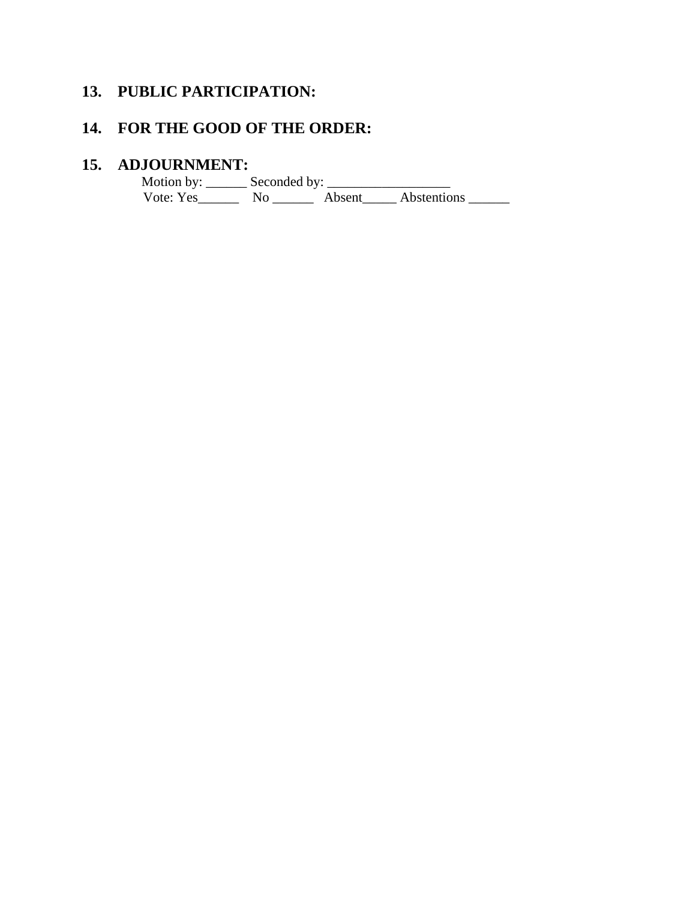## 13. PUBLIC PARTICIPATION:

## 14. FOR THE GOOD OF THE ORDER:

## 15. ADJOURNMENT:

Motion by: ______ Seconded by: __________________

Vote: Yes______ No ______ Absent_____ Abstentions ______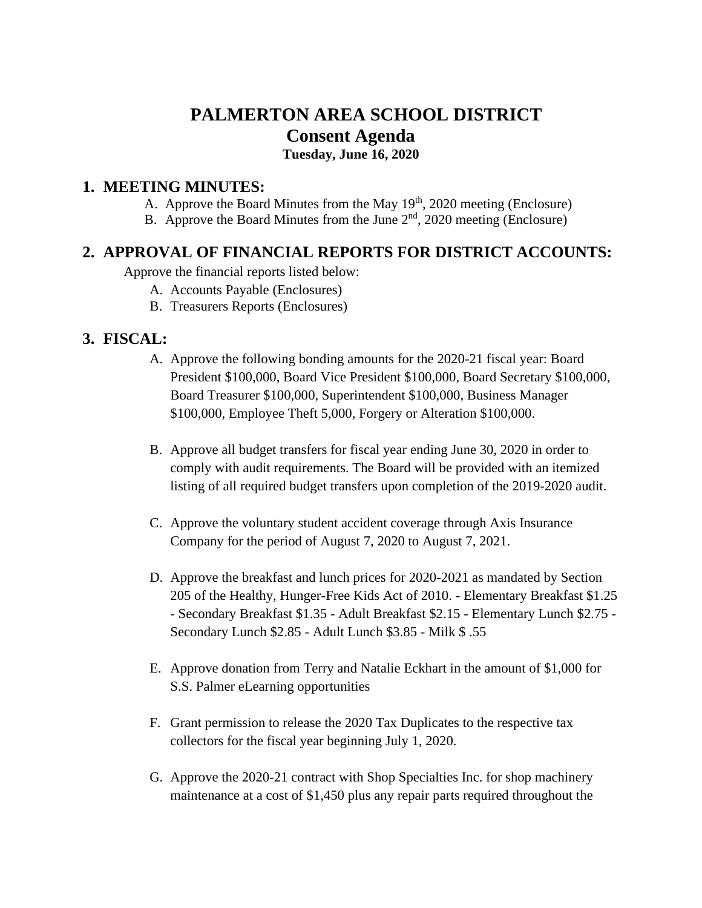# PALMERTON AREA SCHOOL DISTRICT
## Consent Agenda
**Tuesday, June 16, 2020**

## 1. MEETING MINUTES:

A. Approve the Board Minutes from the May 19th, 2020 meeting (Enclosure)
B. Approve the Board Minutes from the June 2nd, 2020 meeting (Enclosure)

## 2. APPROVAL OF FINANCIAL REPORTS FOR DISTRICT ACCOUNTS:

Approve the financial reports listed below:

A. Accounts Payable (Enclosures)
B. Treasurers Reports (Enclosures)

## 3. FISCAL:

A. Approve the following bonding amounts for the 2020-21 fiscal year: Board President $100,000, Board Vice President $100,000, Board Secretary $100,000, Board Treasurer $100,000, Superintendent $100,000, Business Manager $100,000, Employee Theft 5,000, Forgery or Alteration $100,000.

B. Approve all budget transfers for fiscal year ending June 30, 2020 in order to comply with audit requirements. The Board will be provided with an itemized listing of all required budget transfers upon completion of the 2019-2020 audit.

C. Approve the voluntary student accident coverage through Axis Insurance Company for the period of August 7, 2020 to August 7, 2021.

D. Approve the breakfast and lunch prices for 2020-2021 as mandated by Section 205 of the Healthy, Hunger-Free Kids Act of 2010. - Elementary Breakfast $1.25 - Secondary Breakfast $1.35 - Adult Breakfast $2.15 - Elementary Lunch $2.75 - Secondary Lunch $2.85 - Adult Lunch $3.85 - Milk $ .55

E. Approve donation from Terry and Natalie Eckhart in the amount of $1,000 for S.S. Palmer eLearning opportunities

F. Grant permission to release the 2020 Tax Duplicates to the respective tax collectors for the fiscal year beginning July 1, 2020.

G. Approve the 2020-21 contract with Shop Specialties Inc. for shop machinery maintenance at a cost of $1,450 plus any repair parts required throughout the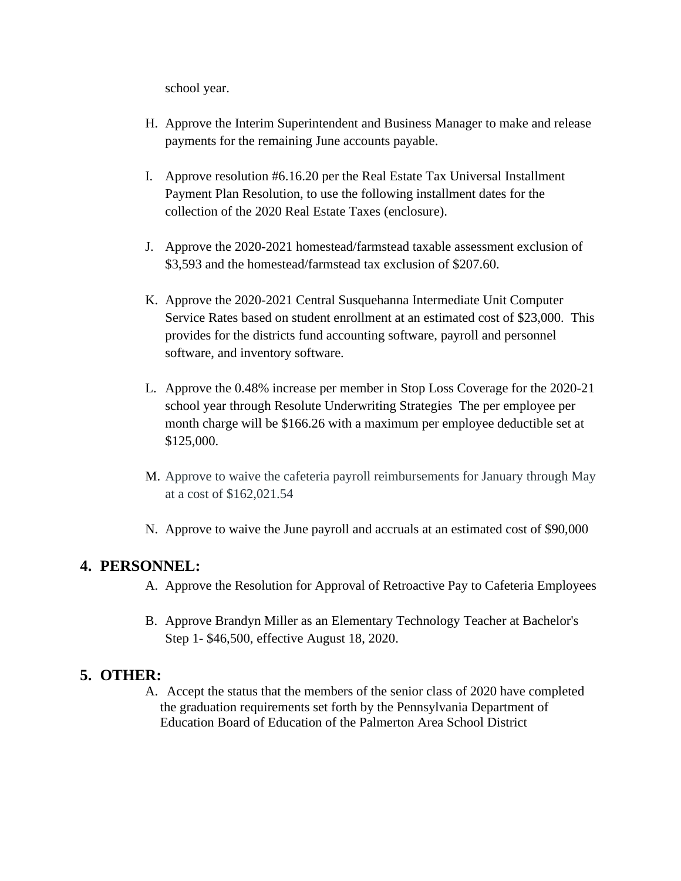school year.

H. Approve the Interim Superintendent and Business Manager to make and release payments for the remaining June accounts payable.

I. Approve resolution #6.16.20 per the Real Estate Tax Universal Installment Payment Plan Resolution, to use the following installment dates for the collection of the 2020 Real Estate Taxes (enclosure).

J. Approve the 2020-2021 homestead/farmstead taxable assessment exclusion of $3,593 and the homestead/farmstead tax exclusion of $207.60.

K. Approve the 2020-2021 Central Susquehanna Intermediate Unit Computer Service Rates based on student enrollment at an estimated cost of $23,000. This provides for the districts fund accounting software, payroll and personnel software, and inventory software.

L. Approve the 0.48% increase per member in Stop Loss Coverage for the 2020-21 school year through Resolute Underwriting Strategies The per employee per month charge will be $166.26 with a maximum per employee deductible set at $125,000.

M. Approve to waive the cafeteria payroll reimbursements for January through May at a cost of $162,021.54

N. Approve to waive the June payroll and accruals at an estimated cost of $90,000

## 4. PERSONNEL:

A. Approve the Resolution for Approval of Retroactive Pay to Cafeteria Employees

B. Approve Brandyn Miller as an Elementary Technology Teacher at Bachelor's Step 1- $46,500, effective August 18, 2020.

## 5. OTHER:

A. Accept the status that the members of the senior class of 2020 have completed the graduation requirements set forth by the Pennsylvania Department of Education Board of Education of the Palmerton Area School District